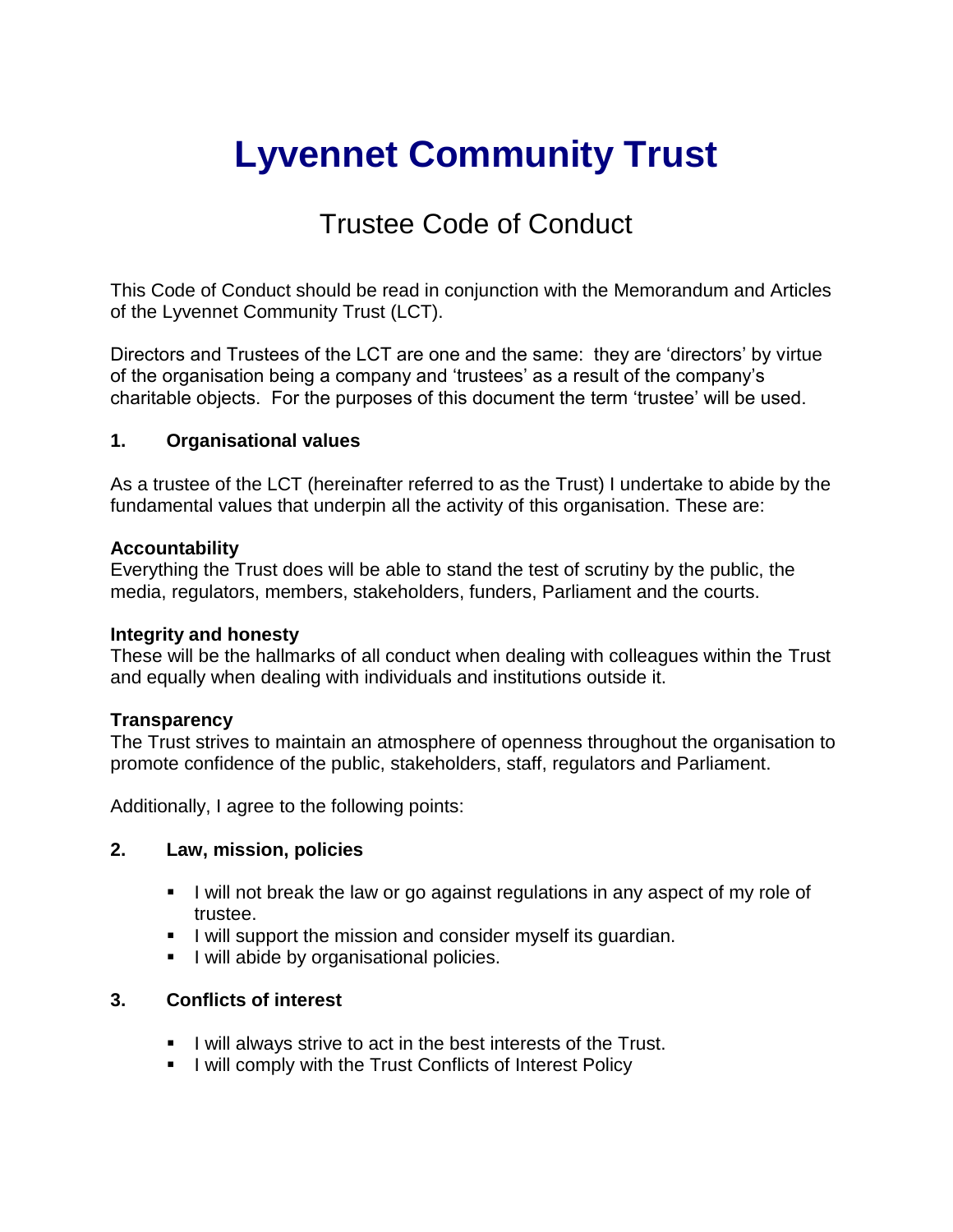# Lyvennet Community Trust

## Trustee Code of Conduct

This Code of Conduct should be read in conjunction with the Memorandum and Articles of the Lyvennet Community Trust (LCT).

Directors and Trustees of the LCT are one and the same: they are 'directors' by virtue of the organisation being a company and 'trustees' as a result of the company's charitable objects. For the purposes of this document the term 'trustee' will be used.

### 1. Organisational values

As a trustee of the LCT (hereinafter referred to as the Trust) I undertake to abide by the fundamental values that underpin all the activity of this organisation. These are:

**Accountability**
Everything the Trust does will be able to stand the test of scrutiny by the public, the media, regulators, members, stakeholders, funders, Parliament and the courts.

**Integrity and honesty**
These will be the hallmarks of all conduct when dealing with colleagues within the Trust and equally when dealing with individuals and institutions outside it.

**Transparency**
The Trust strives to maintain an atmosphere of openness throughout the organisation to promote confidence of the public, stakeholders, staff, regulators and Parliament.

Additionally, I agree to the following points:

### 2. Law, mission, policies

- I will not break the law or go against regulations in any aspect of my role of trustee.
- I will support the mission and consider myself its guardian.
- I will abide by organisational policies.

### 3. Conflicts of interest

- I will always strive to act in the best interests of the Trust.
- I will comply with the Trust Conflicts of Interest Policy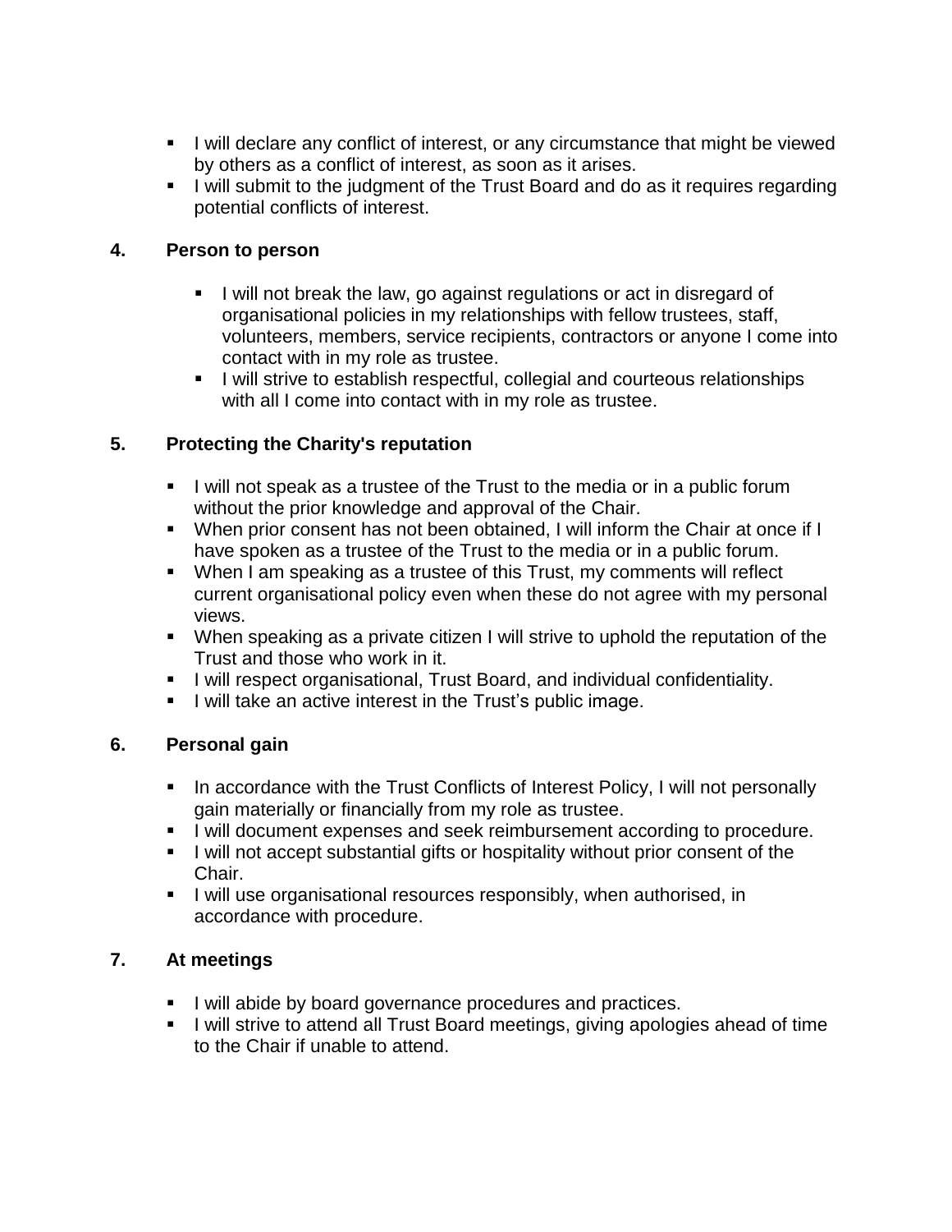- I will declare any conflict of interest, or any circumstance that might be viewed by others as a conflict of interest, as soon as it arises.
- I will submit to the judgment of the Trust Board and do as it requires regarding potential conflicts of interest.

## 4. Person to person

- I will not break the law, go against regulations or act in disregard of organisational policies in my relationships with fellow trustees, staff, volunteers, members, service recipients, contractors or anyone I come into contact with in my role as trustee.
- I will strive to establish respectful, collegial and courteous relationships with all I come into contact with in my role as trustee.

## 5. Protecting the Charity's reputation

- I will not speak as a trustee of the Trust to the media or in a public forum without the prior knowledge and approval of the Chair.
- When prior consent has not been obtained, I will inform the Chair at once if I have spoken as a trustee of the Trust to the media or in a public forum.
- When I am speaking as a trustee of this Trust, my comments will reflect current organisational policy even when these do not agree with my personal views.
- When speaking as a private citizen I will strive to uphold the reputation of the Trust and those who work in it.
- I will respect organisational, Trust Board, and individual confidentiality.
- I will take an active interest in the Trust's public image.

## 6. Personal gain

- In accordance with the Trust Conflicts of Interest Policy, I will not personally gain materially or financially from my role as trustee.
- I will document expenses and seek reimbursement according to procedure.
- I will not accept substantial gifts or hospitality without prior consent of the Chair.
- I will use organisational resources responsibly, when authorised, in accordance with procedure.

## 7. At meetings

- I will abide by board governance procedures and practices.
- I will strive to attend all Trust Board meetings, giving apologies ahead of time to the Chair if unable to attend.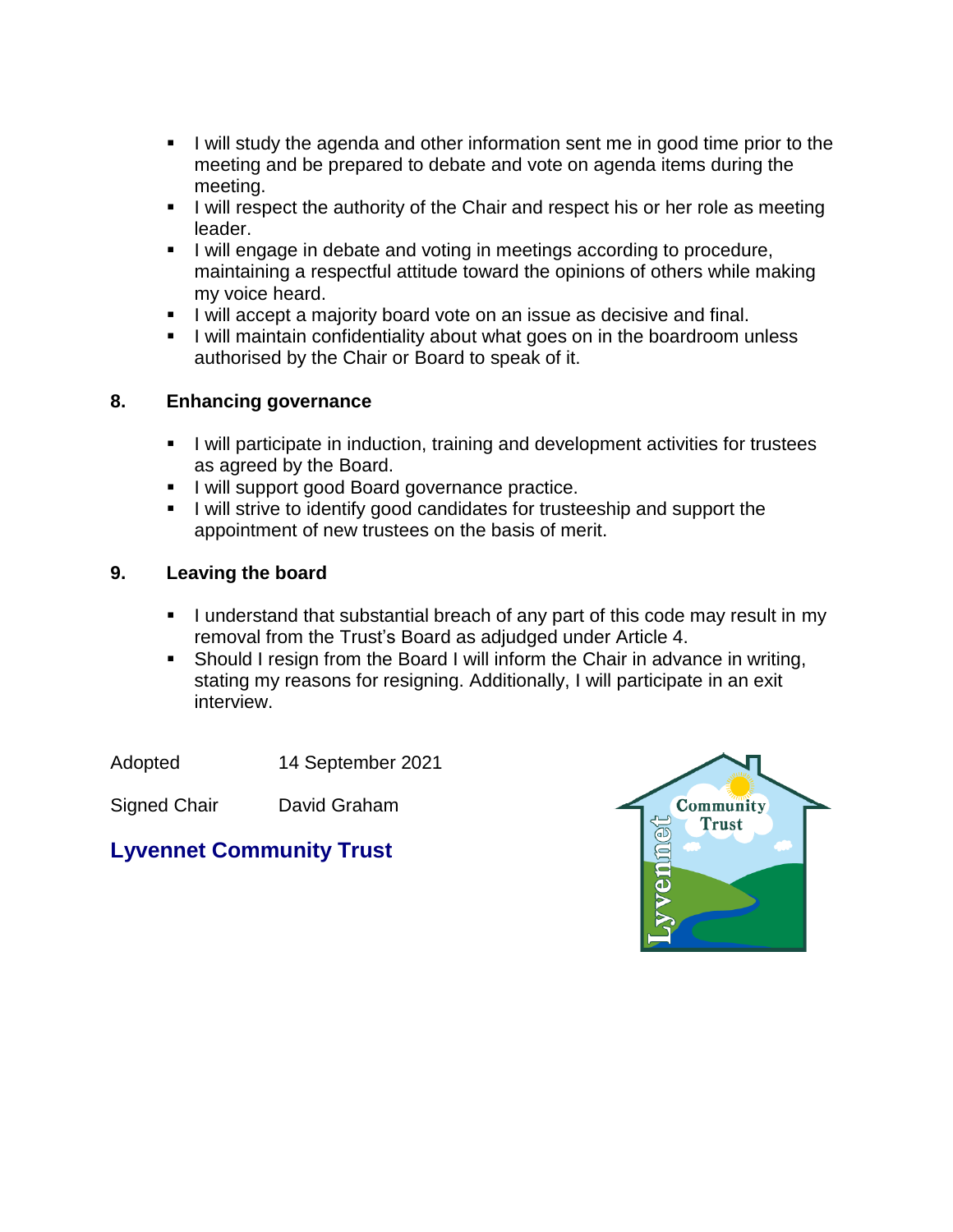- I will study the agenda and other information sent me in good time prior to the meeting and be prepared to debate and vote on agenda items during the meeting.
- I will respect the authority of the Chair and respect his or her role as meeting leader.
- I will engage in debate and voting in meetings according to procedure, maintaining a respectful attitude toward the opinions of others while making my voice heard.
- I will accept a majority board vote on an issue as decisive and final.
- I will maintain confidentiality about what goes on in the boardroom unless authorised by the Chair or Board to speak of it.

## 8. Enhancing governance

- I will participate in induction, training and development activities for trustees as agreed by the Board.
- I will support good Board governance practice.
- I will strive to identify good candidates for trusteeship and support the appointment of new trustees on the basis of merit.

## 9. Leaving the board

- I understand that substantial breach of any part of this code may result in my removal from the Trust's Board as adjudged under Article 4.
- Should I resign from the Board I will inform the Chair in advance in writing, stating my reasons for resigning. Additionally, I will participate in an exit interview.

Adopted 14 September 2021

Signed Chair David Graham

**Lyvennet Community Trust**